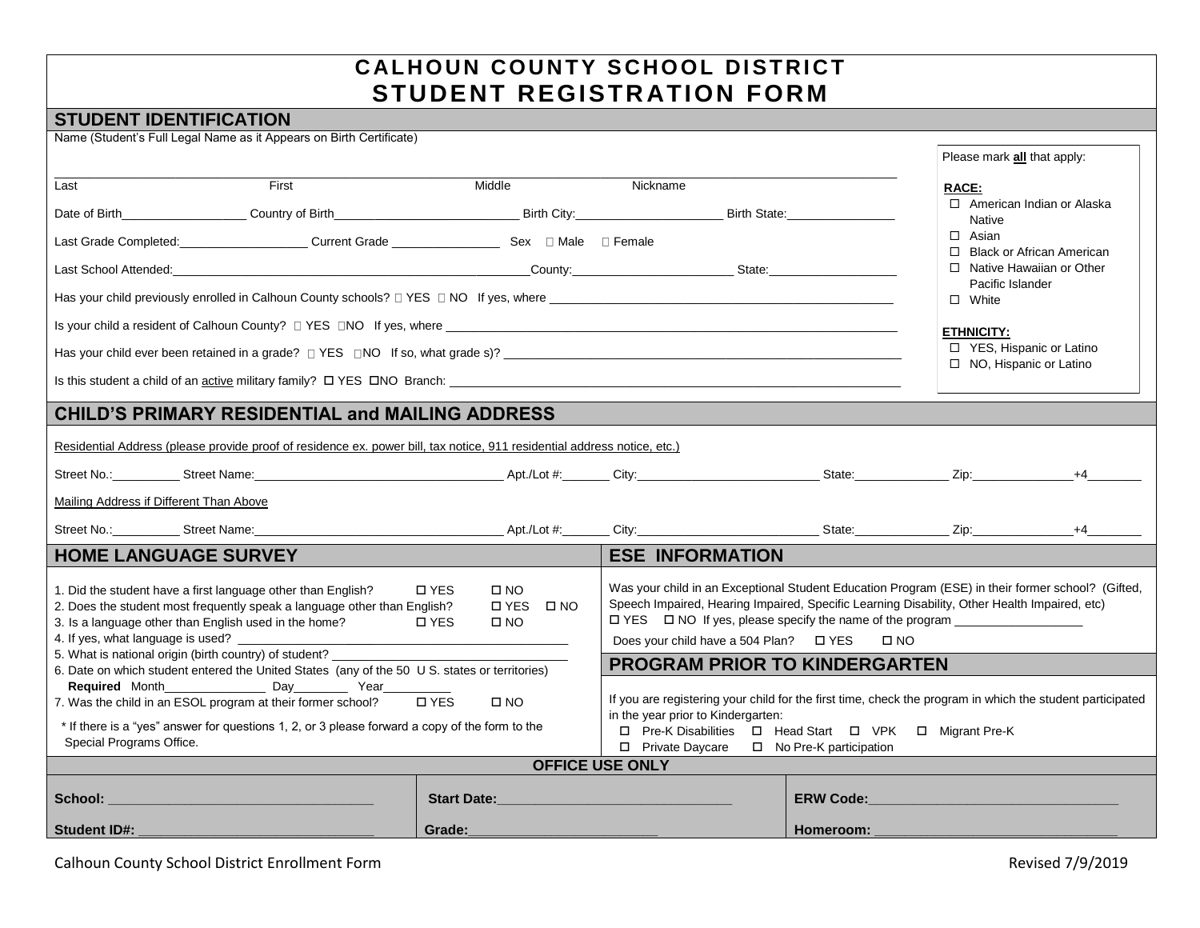# CALHOUN COUNTY SCHOOL DISTRICT
# STUDENT REGISTRATION FORM

## STUDENT IDENTIFICATION

Name (Student's Full Legal Name as it Appears on Birth Certificate)

______________________________________________________________________________

Last | First | Middle | Nickname

Date of Birth__________________ Country of Birth___________________________ Birth City:_____________________ Birth State:________________

Last Grade Completed:___________________ Current Grade ________________ Sex ☐ Male ☐ Female

Last School Attended:_____________________________________________________County:_______________________ State:___________________

Has your child previously enrolled in Calhoun County schools? ☐ YES ☐ NO If yes, where ____________________________________________________

Is your child a resident of Calhoun County? ☐ YES ☐NO If yes, where ______________________________________________________________

Has your child ever been retained in a grade? ☐ YES ☐NO If so, what grade s)? ____________________________________________________________

Is this student a child of an active military family? ☐ YES ☐NO Branch: _________________________________________________________________

Please mark **all** that apply:

**RACE:**
- ☐ American Indian or Alaska Native
- ☐ Asian
- ☐ Black or African American
- ☐ Native Hawaiian or Other Pacific Islander
- ☐ White

**ETHNICITY:**
- ☐ YES, Hispanic or Latino
- ☐ NO, Hispanic or Latino

## CHILD'S PRIMARY RESIDENTIAL and MAILING ADDRESS

Residential Address (please provide proof of residence ex. power bill, tax notice, 911 residential address notice, etc.)

Street No.:__________ Street Name:_____________________________________ Apt./Lot #:_______ City:__________________________ State:______________ Zip:_______________+4________

Mailing Address if Different Than Above

Street No.:__________ Street Name:_____________________________________ Apt./Lot #:_______ City:__________________________ State:______________ Zip:_______________+4________

## HOME LANGUAGE SURVEY

1. Did the student have a first language other than English? ☐ YES ☐ NO
2. Does the student most frequently speak a language other than English? ☐ YES ☐ NO
3. Is a language other than English used in the home? ☐ YES ☐ NO
4. If yes, what language is used? ______________________________________________
5. What is national origin (birth country) of student? ___________________________________
6. Date on which student entered the United States (any of the 50 U S. states or territories)
   **Required** Month_______________ Day________ Year__________
7. Was the child in an ESOL program at their former school? ☐ YES ☐ NO

\* If there is a "yes" answer for questions 1, 2, or 3 please forward a copy of the form to the Special Programs Office.

## ESE INFORMATION

Was your child in an Exceptional Student Education Program (ESE) in their former school? (Gifted, Speech Impaired, Hearing Impaired, Specific Learning Disability, Other Health Impaired, etc)
☐ YES ☐ NO If yes, please specify the name of the program ___________________

Does your child have a 504 Plan? ☐ YES ☐ NO

## PROGRAM PRIOR TO KINDERGARTEN

If you are registering your child for the first time, check the program in which the student participated in the year prior to Kindergarten:

☐ Pre-K Disabilities ☐ Head Start ☐ VPK ☐ Migrant Pre-K
☐ Private Daycare ☐ No Pre-K participation

## OFFICE USE ONLY

| | | |
|---|---|---|
| **School:** ___________________________ | **Start Date:**_________________________ | **ERW Code:**__________________________ |
| **Student ID#:** ________________________ | **Grade:**_____________________ | **Homeroom:** __________________________ |

Calhoun County School District Enrollment Form | Revised 7/9/2019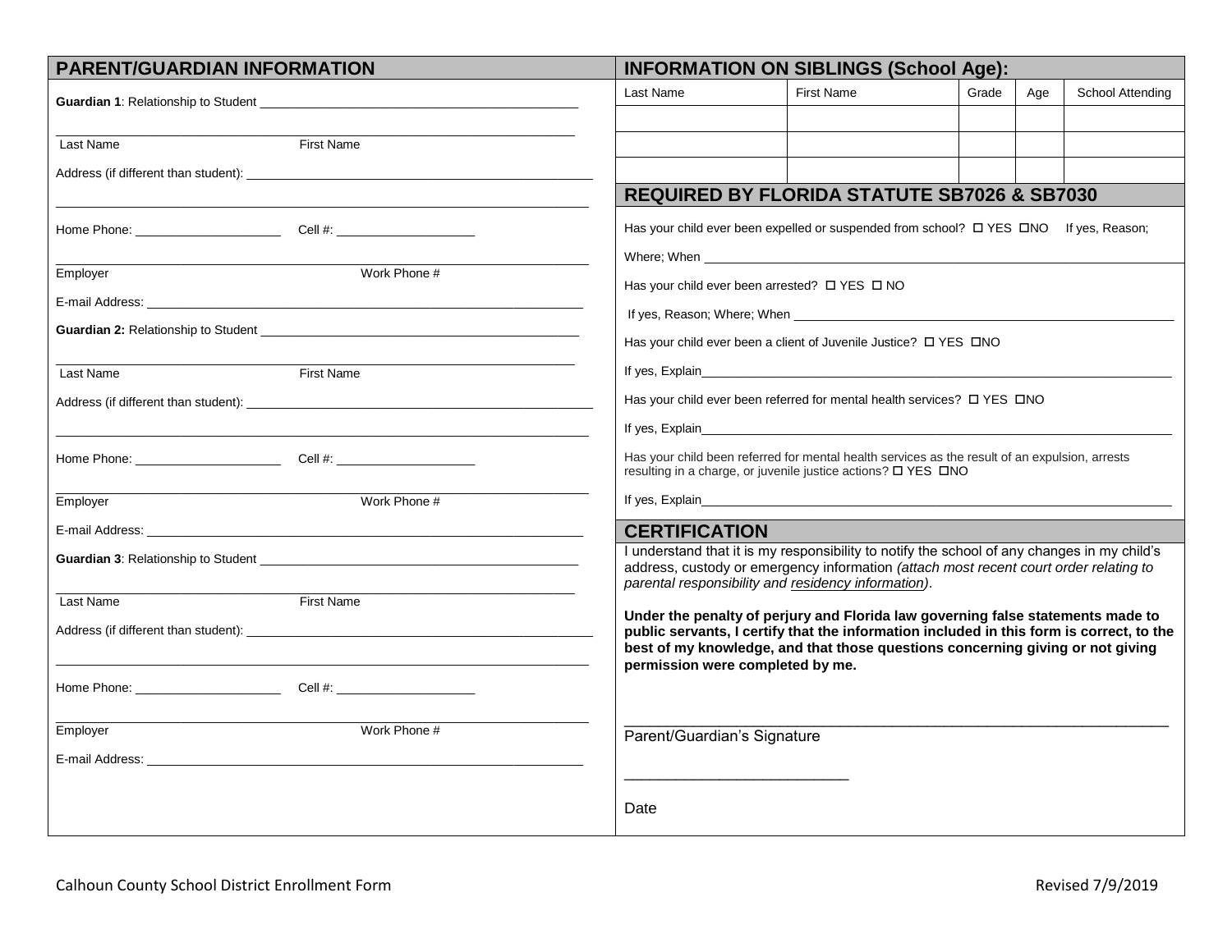## PARENT/GUARDIAN INFORMATION

**Guardian 1**: Relationship to Student ___________________________________________

___________________________________________________________________________

Last Name First Name

Address (if different than student): ___________________________________________________

___________________________________________________________________________

Home Phone: _____________________ Cell #: ____________________

___________________________________________________________________________

Employer Work Phone #

E-mail Address: ___________________________________________________________________

**Guardian 2:** Relationship to Student ___________________________________________

___________________________________________________________________________

Last Name First Name

Address (if different than student): ___________________________________________________

___________________________________________________________________________

Home Phone: _____________________ Cell #: ____________________

___________________________________________________________________________

Employer Work Phone #

E-mail Address: ___________________________________________________________________

**Guardian 3**: Relationship to Student ___________________________________________

___________________________________________________________________________

Last Name First Name

Address (if different than student): ___________________________________________________

___________________________________________________________________________

Home Phone: _____________________ Cell #: ____________________

___________________________________________________________________________

Employer Work Phone #

E-mail Address: ___________________________________________________________________

## INFORMATION ON SIBLINGS (School Age):

| Last Name | First Name | Grade | Age | School Attending |
|---|---|---|---|---|
| | | | | |
| | | | | |
| | | | | |

## REQUIRED BY FLORIDA STATUTE SB7026 & SB7030

Has your child ever been expelled or suspended from school? ☐ YES ☐NO If yes, Reason;

Where; When ___________________________________________________________________

Has your child ever been arrested? ☐ YES ☐ NO

If yes, Reason; Where; When ________________________________________________________

Has your child ever been a client of Juvenile Justice? ☐ YES ☐NO

If yes, Explain_____________________________________________________________________

Has your child ever been referred for mental health services? ☐ YES ☐NO

If yes, Explain_____________________________________________________________________

Has your child been referred for mental health services as the result of an expulsion, arrests resulting in a charge, or juvenile justice actions? ☐ YES ☐NO

If yes, Explain_____________________________________________________________________

## CERTIFICATION

I understand that it is my responsibility to notify the school of any changes in my child's address, custody or emergency information *(attach most recent court order relating to parental responsibility and residency information)*.

**Under the penalty of perjury and Florida law governing false statements made to public servants, I certify that the information included in this form is correct, to the best of my knowledge, and that those questions concerning giving or not giving permission were completed by me.**

___________________________________________________________________

Parent/Guardian's Signature

___________________________

Date

Calhoun County School District Enrollment Form Revised 7/9/2019